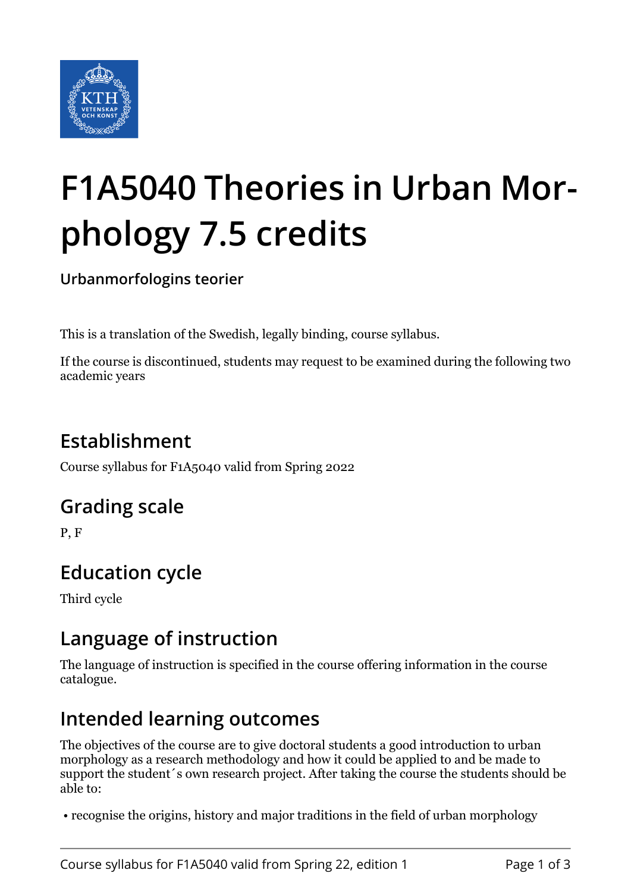# F1A5040 Theories in Urban Morphology 7.5 credits

**Urbanmorfologins teorier**

This is a translation of the Swedish, legally binding, course syllabus.

If the course is discontinued, students may request to be examined during the following two academic years

## Establishment

Course syllabus for F1A5040 valid from Spring 2022

## Grading scale

P, F

## Education cycle

Third cycle

## Language of instruction

The language of instruction is specified in the course offering information in the course catalogue.

## Intended learning outcomes

The objectives of the course are to give doctoral students a good introduction to urban morphology as a research methodology and how it could be applied to and be made to support the student´s own research project. After taking the course the students should be able to:

- recognise the origins, history and major traditions in the field of urban morphology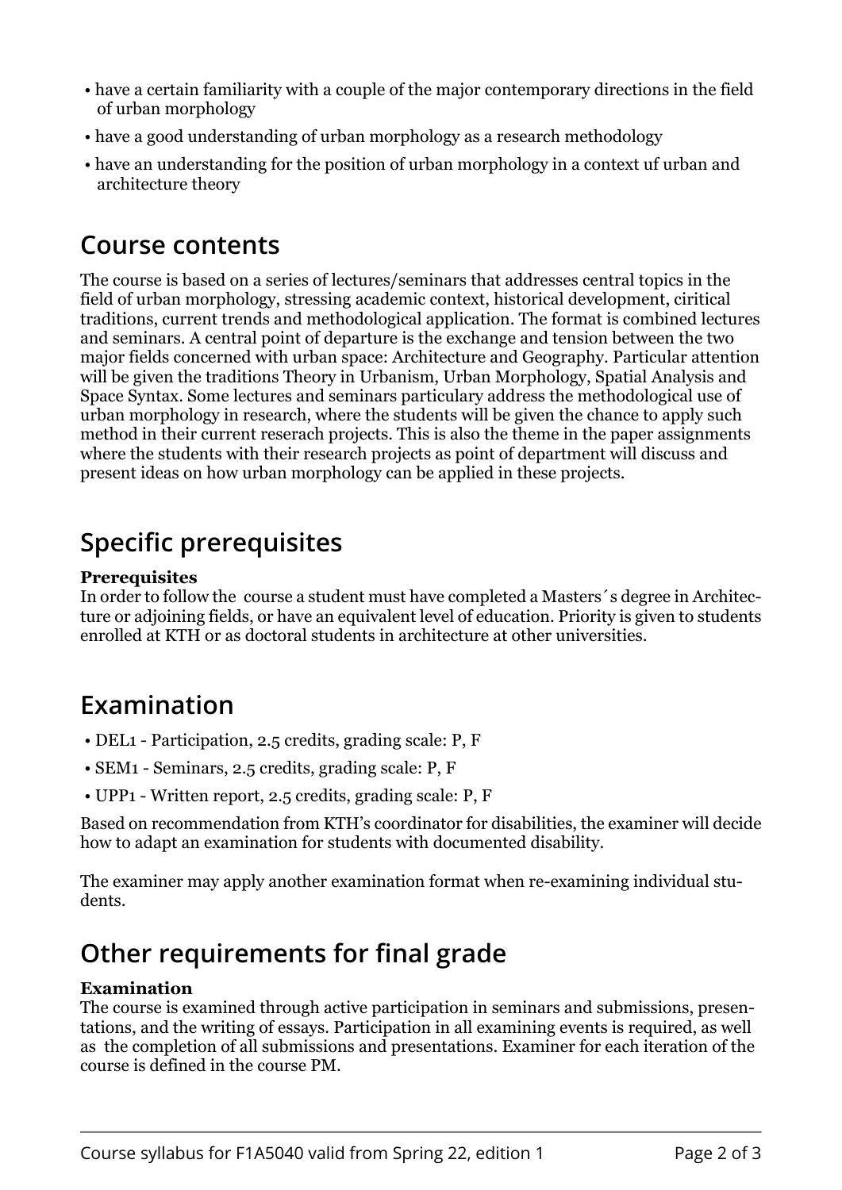- have a certain familiarity with a couple of the major contemporary directions in the field of urban morphology
- have a good understanding of urban morphology as a research methodology
- have an understanding for the position of urban morphology in a context uf urban and architecture theory

## Course contents

The course is based on a series of lectures/seminars that addresses central topics in the field of urban morphology, stressing academic context, historical development, ciritical traditions, current trends and methodological application. The format is combined lectures and seminars. A central point of departure is the exchange and tension between the two major fields concerned with urban space: Architecture and Geography. Particular attention will be given the traditions Theory in Urbanism, Urban Morphology, Spatial Analysis and Space Syntax. Some lectures and seminars particulary address the methodological use of urban morphology in research, where the students will be given the chance to apply such method in their current reserach projects. This is also the theme in the paper assignments where the students with their research projects as point of department will discuss and present ideas on how urban morphology can be applied in these projects.

## Specific prerequisites

**Prerequisites**
In order to follow the course a student must have completed a Masters´s degree in Architecture or adjoining fields, or have an equivalent level of education. Priority is given to students enrolled at KTH or as doctoral students in architecture at other universities.

## Examination

- DEL1 - Participation, 2.5 credits, grading scale: P, F
- SEM1 - Seminars, 2.5 credits, grading scale: P, F
- UPP1 - Written report, 2.5 credits, grading scale: P, F

Based on recommendation from KTH's coordinator for disabilities, the examiner will decide how to adapt an examination for students with documented disability.

The examiner may apply another examination format when re-examining individual students.

## Other requirements for final grade

**Examination**
The course is examined through active participation in seminars and submissions, presentations, and the writing of essays. Participation in all examining events is required, as well as the completion of all submissions and presentations. Examiner for each iteration of the course is defined in the course PM.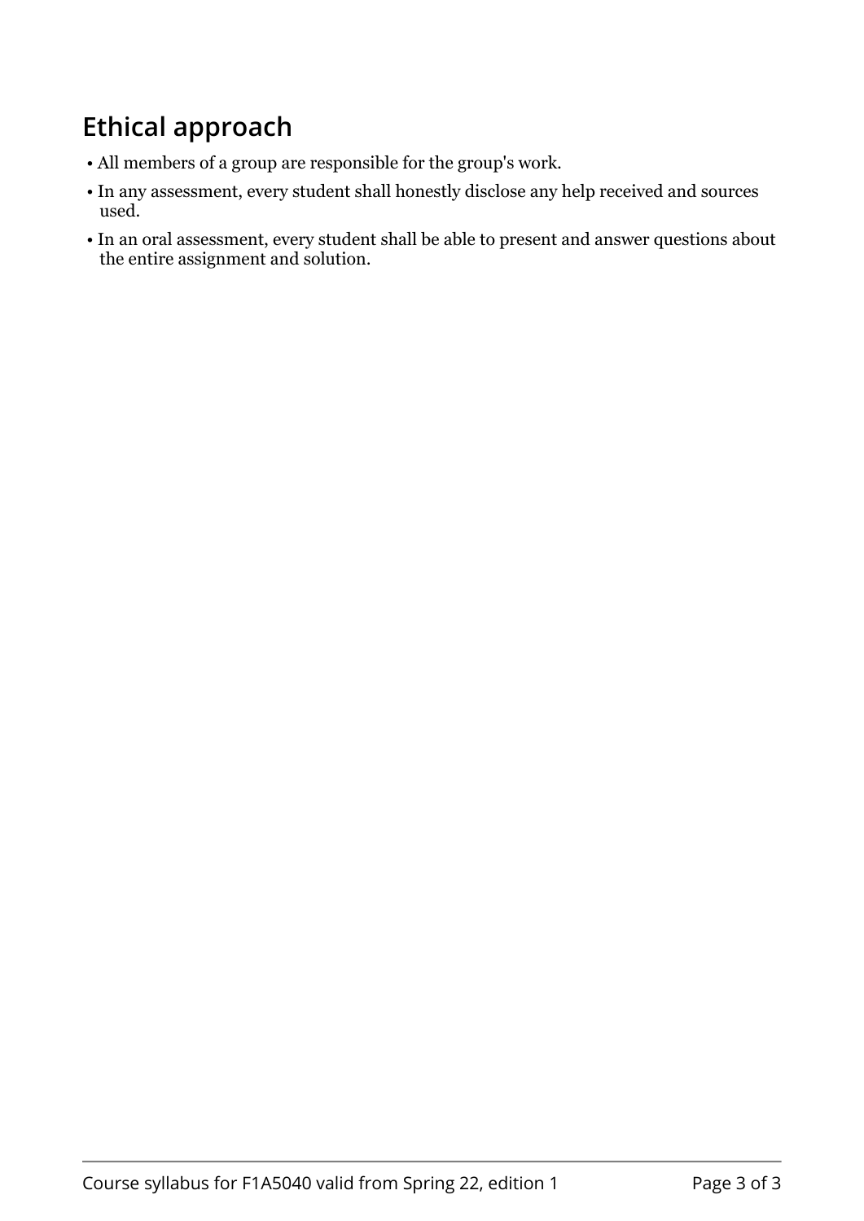## Ethical approach

- All members of a group are responsible for the group's work.
- In any assessment, every student shall honestly disclose any help received and sources used.
- In an oral assessment, every student shall be able to present and answer questions about the entire assignment and solution.